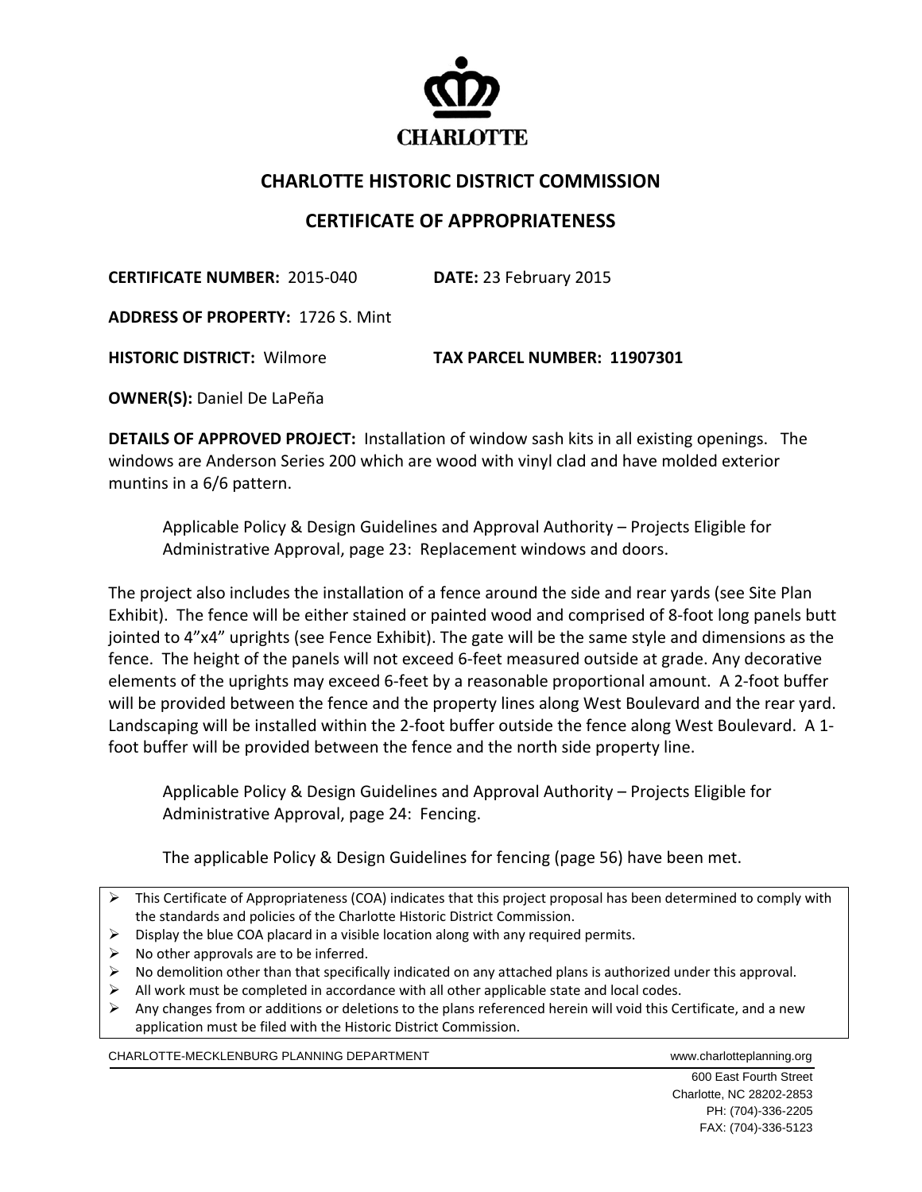CHARLOTTE

## CHARLOTTE HISTORIC DISTRICT COMMISSION

## CERTIFICATE OF APPROPRIATENESS

**CERTIFICATE NUMBER:** 2015-040 **DATE:** 23 February 2015

**ADDRESS OF PROPERTY:** 1726 S. Mint

**HISTORIC DISTRICT:** Wilmore **TAX PARCEL NUMBER: 11907301**

**OWNER(S):** Daniel De LaPeña

**DETAILS OF APPROVED PROJECT:** Installation of window sash kits in all existing openings. The windows are Anderson Series 200 which are wood with vinyl clad and have molded exterior muntins in a 6/6 pattern.

> Applicable Policy & Design Guidelines and Approval Authority – Projects Eligible for Administrative Approval, page 23: Replacement windows and doors.

The project also includes the installation of a fence around the side and rear yards (see Site Plan Exhibit). The fence will be either stained or painted wood and comprised of 8-foot long panels butt jointed to 4"x4" uprights (see Fence Exhibit). The gate will be the same style and dimensions as the fence. The height of the panels will not exceed 6-feet measured outside at grade. Any decorative elements of the uprights may exceed 6-feet by a reasonable proportional amount. A 2-foot buffer will be provided between the fence and the property lines along West Boulevard and the rear yard. Landscaping will be installed within the 2-foot buffer outside the fence along West Boulevard. A 1-foot buffer will be provided between the fence and the north side property line.

> Applicable Policy & Design Guidelines and Approval Authority – Projects Eligible for Administrative Approval, page 24: Fencing.
>
> The applicable Policy & Design Guidelines for fencing (page 56) have been met.

- This Certificate of Appropriateness (COA) indicates that this project proposal has been determined to comply with the standards and policies of the Charlotte Historic District Commission.
- Display the blue COA placard in a visible location along with any required permits.
- No other approvals are to be inferred.
- No demolition other than that specifically indicated on any attached plans is authorized under this approval.
- All work must be completed in accordance with all other applicable state and local codes.
- Any changes from or additions or deletions to the plans referenced herein will void this Certificate, and a new application must be filed with the Historic District Commission.

CHARLOTTE-MECKLENBURG PLANNING DEPARTMENT www.charlotteplanning.org

600 East Fourth Street
Charlotte, NC 28202-2853
PH: (704)-336-2205
FAX: (704)-336-5123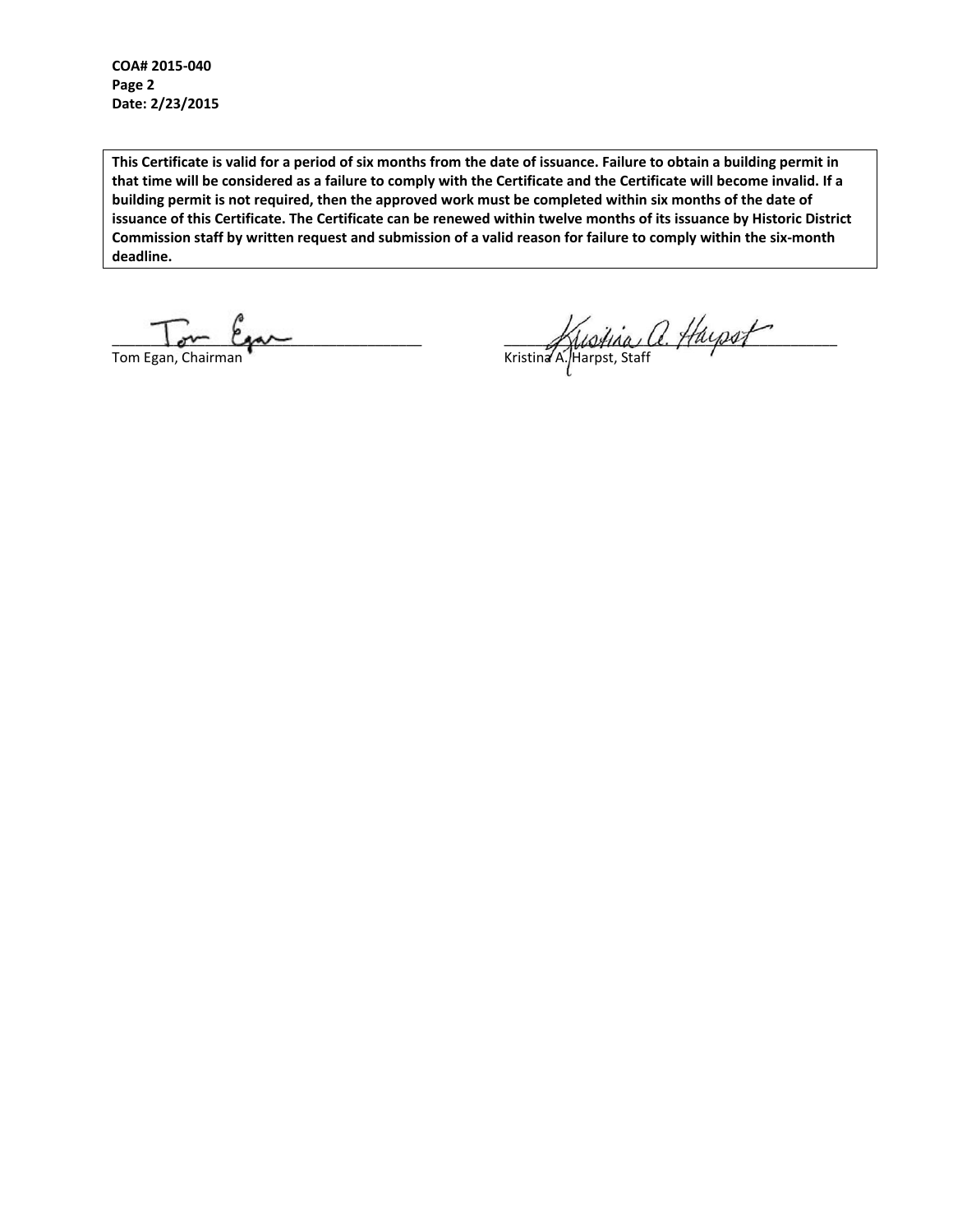**COA# 2015-040**
**Page 2**
**Date: 2/23/2015**

**This Certificate is valid for a period of six months from the date of issuance. Failure to obtain a building permit in that time will be considered as a failure to comply with the Certificate and the Certificate will become invalid. If a building permit is not required, then the approved work must be completed within six months of the date of issuance of this Certificate. The Certificate can be renewed within twelve months of its issuance by Historic District Commission staff by written request and submission of a valid reason for failure to comply within the six-month deadline.**

Tom Egan, Chairman

Kristina A. Harpst, Staff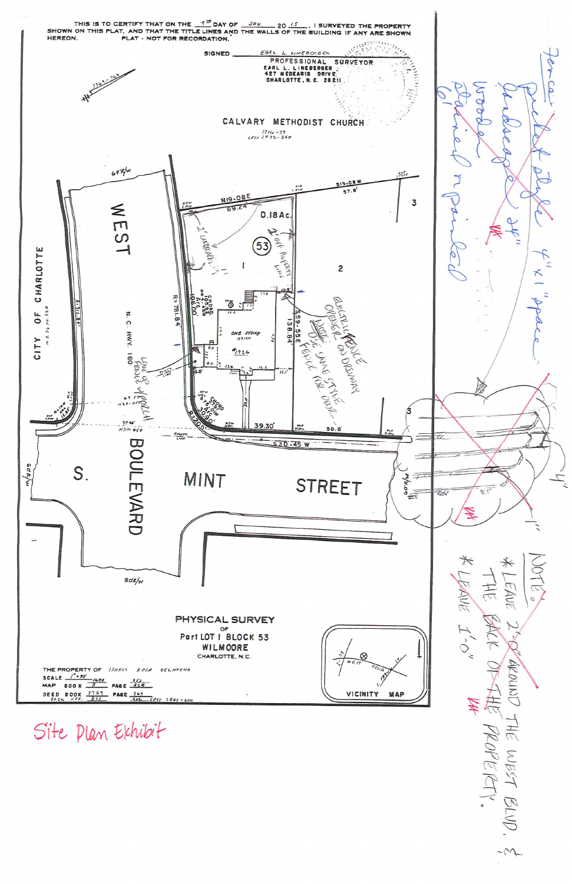THIS IS TO CERTIFY THAT ON THE 9TH DAY OF JAN. 20 15 , I SURVEYED THE PROPERTY SHOWN ON THIS PLAT, AND THAT THE TITLE LINES AND THE WALLS OF THE BUILDING IF ANY ARE SHOWN HEREON. PLAT - NOT FOR RECORDATION.

SIGNED Earl L. Lineberger
PROFESSIONAL SURVEYOR
EARL L. LINEBERGER
427 MEDEARIS DRIVE
CHARLOTTE, N. C. 28211

CALVARY METHODIST CHURCH
1716-37
LESS 2972-340

3769-769

69' R/W

WEST

N. C. HWY. 160

CITY OF CHARLOTTE

N19-08E
69.24

0.18Ac.

53

1

2

3

S19-08 W
57.8'

2' LANDSCAPING

2' OFF PROPERTY LINE

ONE STORY BRICK
#1726

R=781.84

CHORD N04-45W 106.00

S59-55E
138.84

ELECTRIC FENCE OPENER ON DRIVEWAY
USE SAME STYLE FENCE FOR DOOR

LINE OF FENCE W/PORCH

CHORD N52-23W 30.90

39.30'

50.0'

S30-45 W

N30-45E

S. BOULEVARD

MINT STREET

60' R/W

80' R/W

Fence: picket style 4" x 1" space wooden stained or painted 6'

4"

1"

NOTE:
* ~~LEAVE 2'-0" AROUND THE WEST BLVD. & THE BACK OF THE PROPERTY.~~
* LEAVE 1'-0"

PHYSICAL SURVEY
OF
Part LOT 1 BLOCK 53
WILMOORE
CHARLOTTE, N.C.

THE PROPERTY OF Isabel Rosa Delarena

SCALE 1" = 30'

MAP BOOK 3 PAGE 329

DEED BOOK 3769 PAGE 361

VICINITY MAP

Site Plan Exhibit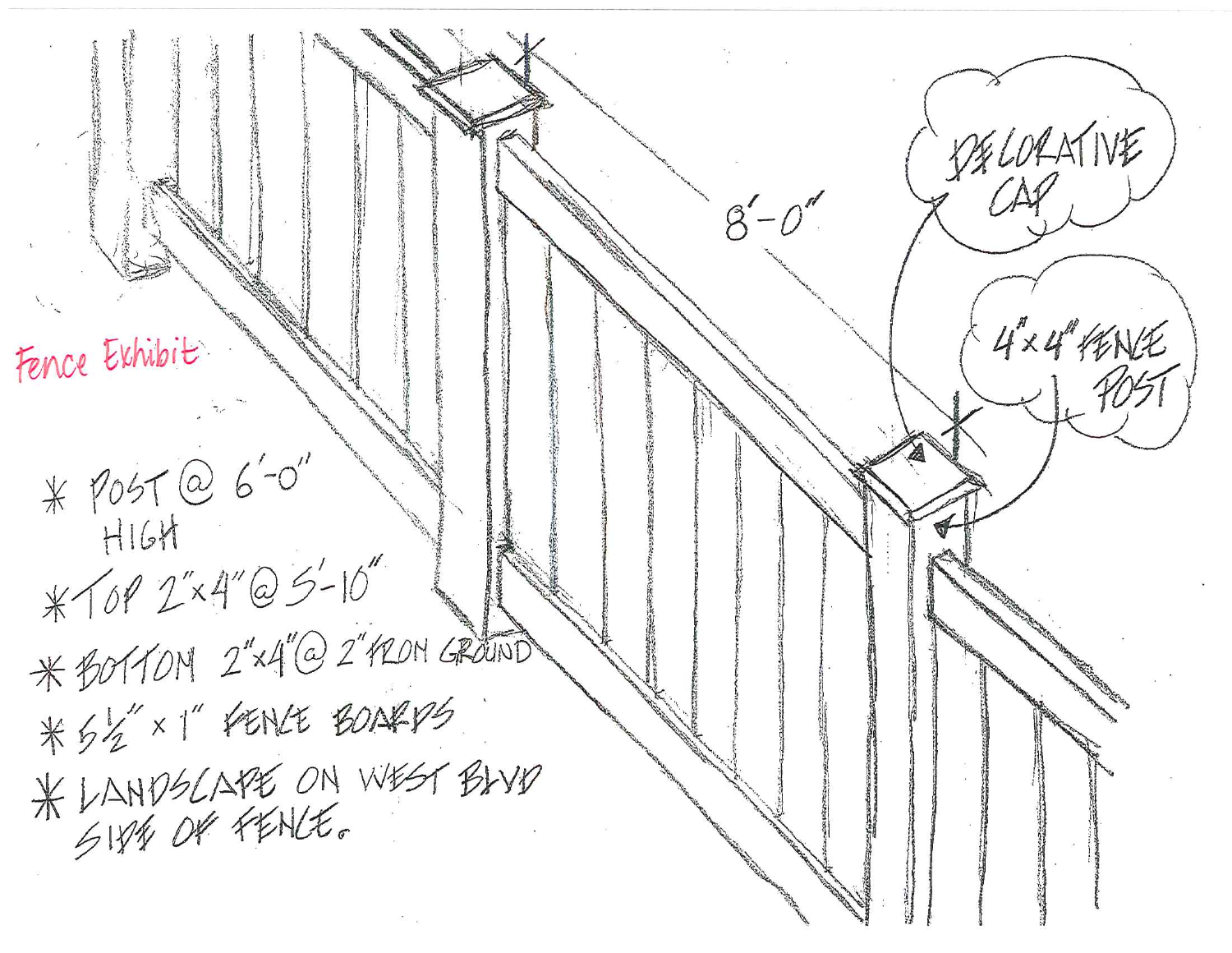Fence Exhibit

8'-0"

DECORATIVE CAP

4"x4" FENCE POST

* POST @ 6'-0" HIGH
* TOP 2"x4" @ 5'-10"
* BOTTOM 2"x4" @ 2" FROM GROUND
* 5 1/2" x 1" FENCE BOARDS
* LANDSCAPE ON WEST BLVD SIDE OF FENCE.